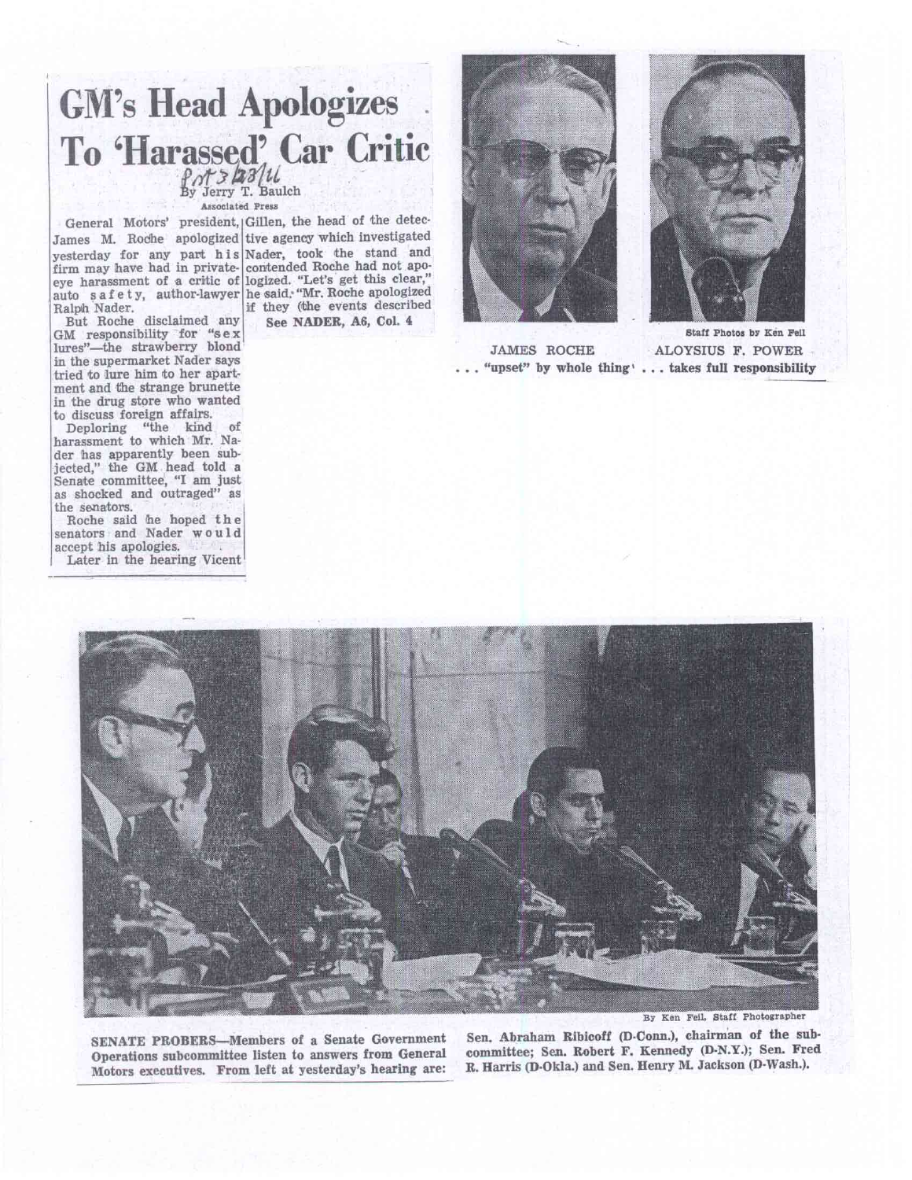# GM's Head Apologizes To 'Harassed' Car Critic

Post 3/23/66

By Jerry T. Baulch

Associated Press

General Motors' president, James M. Roche apologized yesterday for any part his firm may have had in private-eye harassment of a critic of auto safety, author-lawyer Ralph Nader.

But Roche disclaimed any GM responsibility for "sex lures"—the strawberry blond in the supermarket Nader says tried to lure him to her apartment and the strange brunette in the drug store who wanted to discuss foreign affairs.

Deploring "the kind of harassment to which Mr. Nader has apparently been subjected," the GM head told a Senate committee, "I am just as shocked and outraged" as the senators.

Roche said he hoped the senators and Nader would accept his apologies.

Later in the hearing Vicent Gillen, the head of the detective agency which investigated Nader, took the stand and contended Roche had not apologized. "Let's get this clear," he said. "Mr. Roche apologized if they (the events described

See NADER, A6, Col. 4

Staff Photos by Ken Feil

JAMES ROCHE ... "upset" by whole thing

ALOYSIUS F. POWER ... takes full responsibility

By Ken Feil, Staff Photographer

SENATE PROBERS—Members of a Senate Government Operations subcommittee listen to answers from General Motors executives. From left at yesterday's hearing are: Sen. Abraham Ribicoff (D-Conn.), chairman of the subcommittee; Sen. Robert F. Kennedy (D-N.Y.); Sen. Fred R. Harris (D-Okla.) and Sen. Henry M. Jackson (D-Wash.).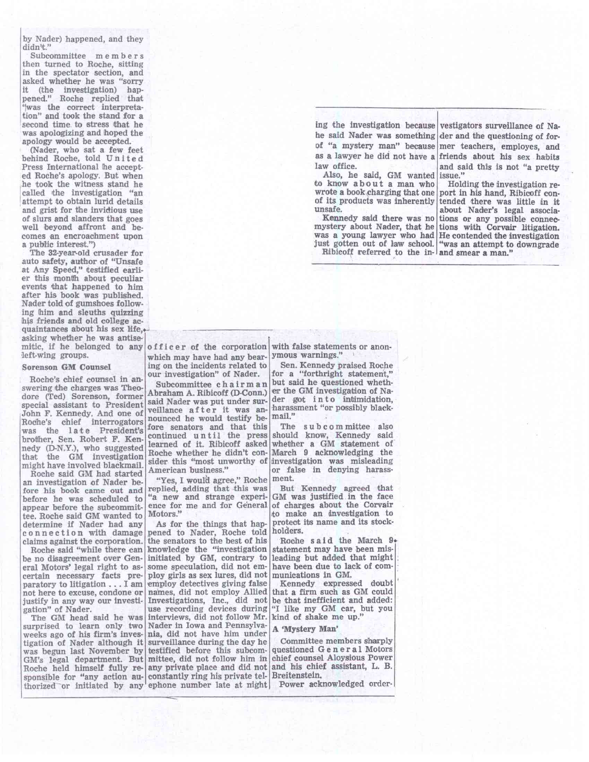by Nader) happened, and they didn't."

Subcommittee members then turned to Roche, sitting in the spectator section, and asked whether he was "sorry it (the investigation) happened." Roche replied that "was the correct interpretation" and took the stand for a second time to stress that he was apologizing and hoped the apology would be accepted.

(Nader, who sat a few feet behind Roche, told United Press International he accepted Roche's apology. But when he took the witness stand he called the investigation "an attempt to obtain lurid details and grist for the invidious use of slurs and slanders that goes well beyond affront and becomes an encroachment upon a public interest.")

The 32-year-old crusader for auto safety, author of "Unsafe at Any Speed," testified earlier this month about peculiar events that happened to him after his book was published. Nader told of gumshoes following him and sleuths quizzing his friends and old college acquaintances about his sex life, asking whether he was antisemitic, if he belonged to any left-wing groups.

### Sorenson GM Counsel

Roche's chief counsel in answering the charges was Theodore (Ted) Sorenson, former special assistant to President John F. Kennedy. And one of Roche's chief interrogators was the late President's brother, Sen. Robert F. Kennedy (D-N.Y.), who suggested that the GM investigation might have involved blackmail.

Roche said GM had started an investigation of Nader before his book came out and before he was scheduled to appear before the subcommittee. Roche said GM wanted to determine if Nader had any connection with damage claims against the corporation.

Roche said "while there can be no disagreement over General Motors' legal right to ascertain necessary facts preparatory to litigation . . . I am not here to excuse, condone or justify in any way our investigation" of Nader.

The GM head said he was surprised to learn only two weeks ago of his firm's investigation of Nader although it was begun last November by GM's legal department. But Roche held himself fully responsible for "any action authorized or initiated by any officer of the corporation which may have had any bearing on the incidents related to our investigation" of Nader.

Subcommittee chairman Abraham A. Ribicoff (D-Conn.) said Nader was put under surveillance after it was announced he would testify before senators and that this continued until the press learned of it. Ribicoff asked Roche whether he didn't consider this "most unworthy of American business."

"Yes, I would agree," Roche replied, adding that this was "a new and strange experience for me and for General Motors."

As for the things that happened to Nader, Roche told the senators to the best of his knowledge the "investigation initiated by GM, contrary to some speculation, did not employ girls as sex lures, did not employ detectives giving false names, did not employ Allied Investigations, Inc., did not use recording devices during interviews, did not follow Mr. Nader in Iowa and Pennsylvania, did not have him under surveillance during the day he testified before this subcommittee, did not follow him in any private place and did not constantly ring his private telephone number late at night with false statements or anonymous warnings."

Sen. Kennedy praised Roche for a "forthright statement," but said he questioned whether the GM investigation of Nader got into intimidation, harassment "or possibly blackmail."

The subcommittee also should know, Kennedy said whether a GM statement of March 9 acknowledging the investigation was misleading or false in denying harassment.

But Kennedy agreed that GM was justified in the face of charges about the Corvair to make an investigation to protect its name and its stockholders.

Roche said the March 9 statement may have been misleading but added that might have been due to lack of communications in GM.

Kennedy expressed doubt that a firm such as GM could be that inefficient and added: "I like my GM car, but you kind of shake me up."

### A 'Mystery Man'

Committee members sharply questioned General Motors chief counsel Aloysious Power and his chief assistant, L. B. Breitenstein.

Power acknowledged ordering the investigation because he said Nader was something of "a mystery man" because as a lawyer he did not have a law office.

Also, he said, GM wanted to know about a man who wrote a book charging that one of its products was inherently unsafe.

Kennedy said there was no mystery about Nader, that he was a young lawyer who had just gotten out of law school.

Ribicoff referred to the investigators surveillance of Nader and the questioning of former teachers, employes, and friends about his sex habits and said this is not "a pretty issue."

Holding the investigation report in his hand, Ribicoff contended there was little in it about Nader's legal associations or any possible connections with Corvair litigation. He contended the investigation "was an attempt to downgrade and smear a man."